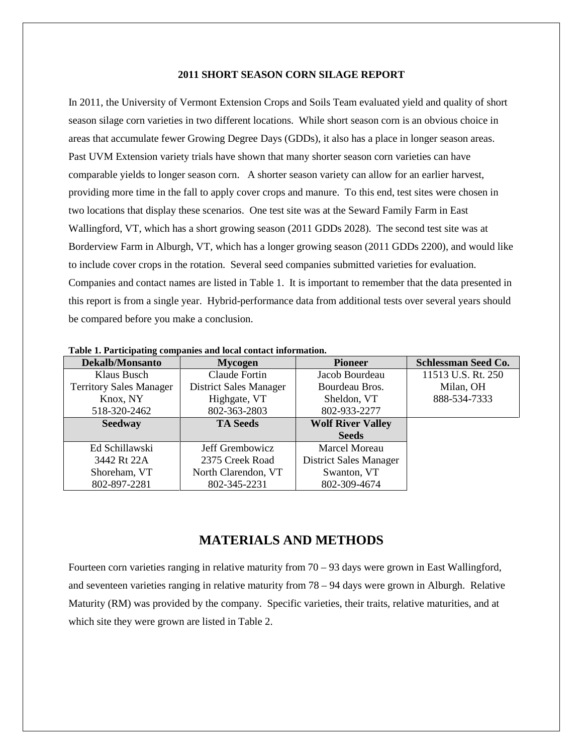**2011 SHORT SEASON CORN SILAGE REPORT**

In 2011, the University of Vermont Extension Crops and Soils Team evaluated yield and quality of short season silage corn varieties in two different locations. While short season corn is an obvious choice in areas that accumulate fewer Growing Degree Days (GDDs), it also has a place in longer season areas. Past UVM Extension variety trials have shown that many shorter season corn varieties can have comparable yields to longer season corn. A shorter season variety can allow for an earlier harvest, providing more time in the fall to apply cover crops and manure. To this end, test sites were chosen in two locations that display these scenarios. One test site was at the Seward Family Farm in East Wallingford, VT, which has a short growing season (2011 GDDs 2028). The second test site was at Borderview Farm in Alburgh, VT, which has a longer growing season (2011 GDDs 2200), and would like to include cover crops in the rotation. Several seed companies submitted varieties for evaluation. Companies and contact names are listed in Table 1. It is important to remember that the data presented in this report is from a single year. Hybrid-performance data from additional tests over several years should be compared before you make a conclusion.

**Table 1. Participating companies and local contact information.**

| Dekalb/Monsanto | Mycogen | Pioneer | Schlessman Seed Co. |
|---|---|---|---|
| Klaus Busch<br>Territory Sales Manager<br>Knox, NY<br>518-320-2462 | Claude Fortin<br>District Sales Manager<br>Highgate, VT<br>802-363-2803 | Jacob Bourdeau<br>Bourdeau Bros.<br>Sheldon, VT<br>802-933-2277 | 11513 U.S. Rt. 250<br>Milan, OH<br>888-534-7333 |
| **Seedway** | **TA Seeds** | **Wolf River Valley Seeds** | |
| Ed Schillawski<br>3442 Rt 22A<br>Shoreham, VT<br>802-897-2281 | Jeff Grembowicz<br>2375 Creek Road<br>North Clarendon, VT<br>802-345-2231 | Marcel Moreau<br>District Sales Manager<br>Swanton, VT<br>802-309-4674 | |

## MATERIALS AND METHODS

Fourteen corn varieties ranging in relative maturity from 70 – 93 days were grown in East Wallingford, and seventeen varieties ranging in relative maturity from 78 – 94 days were grown in Alburgh. Relative Maturity (RM) was provided by the company. Specific varieties, their traits, relative maturities, and at which site they were grown are listed in Table 2.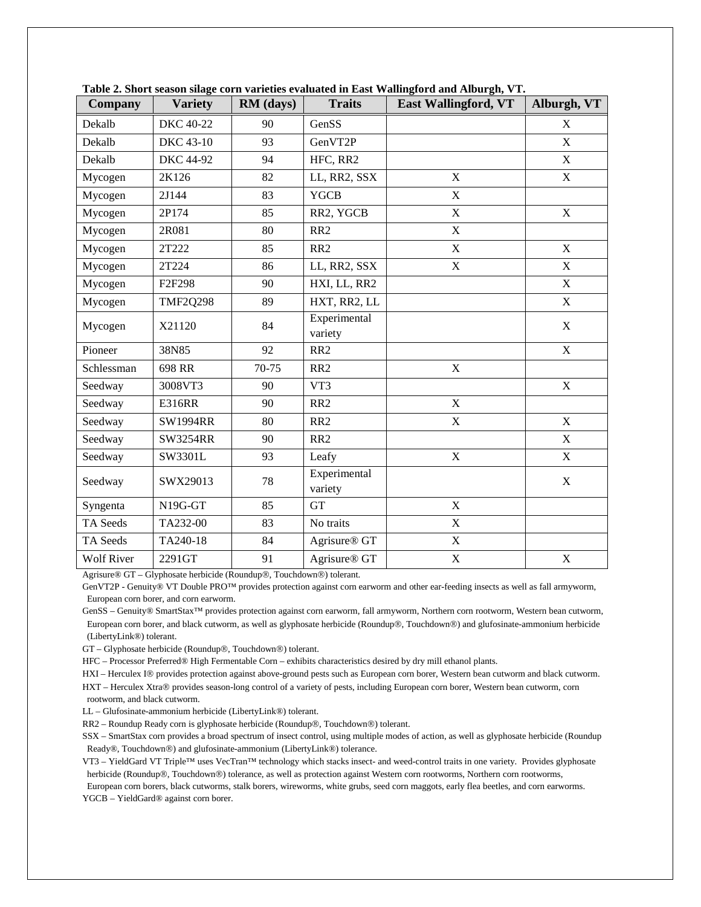**Table 2. Short season silage corn varieties evaluated in East Wallingford and Alburgh, VT.**

| Company | Variety | RM (days) | Traits | East Wallingford, VT | Alburgh, VT |
|---|---|---|---|---|---|
| Dekalb | DKC 40-22 | 90 | GenSS | | X |
| Dekalb | DKC 43-10 | 93 | GenVT2P | | X |
| Dekalb | DKC 44-92 | 94 | HFC, RR2 | | X |
| Mycogen | 2K126 | 82 | LL, RR2, SSX | X | X |
| Mycogen | 2J144 | 83 | YGCB | X | |
| Mycogen | 2P174 | 85 | RR2, YGCB | X | X |
| Mycogen | 2R081 | 80 | RR2 | X | |
| Mycogen | 2T222 | 85 | RR2 | X | X |
| Mycogen | 2T224 | 86 | LL, RR2, SSX | X | X |
| Mycogen | F2F298 | 90 | HXI, LL, RR2 | | X |
| Mycogen | TMF2Q298 | 89 | HXT, RR2, LL | | X |
| Mycogen | X21120 | 84 | Experimental variety | | X |
| Pioneer | 38N85 | 92 | RR2 | | X |
| Schlessman | 698 RR | 70-75 | RR2 | X | |
| Seedway | 3008VT3 | 90 | VT3 | | X |
| Seedway | E316RR | 90 | RR2 | X | |
| Seedway | SW1994RR | 80 | RR2 | X | X |
| Seedway | SW3254RR | 90 | RR2 | | X |
| Seedway | SW3301L | 93 | Leafy | X | X |
| Seedway | SWX29013 | 78 | Experimental variety | | X |
| Syngenta | N19G-GT | 85 | GT | X | |
| TA Seeds | TA232-00 | 83 | No traits | X | |
| TA Seeds | TA240-18 | 84 | Agrisure® GT | X | |
| Wolf River | 2291GT | 91 | Agrisure® GT | X | X |

Agrisure® GT – Glyphosate herbicide (Roundup®, Touchdown®) tolerant.

GenVT2P - Genuity® VT Double PRO™ provides protection against corn earworm and other ear-feeding insects as well as fall armyworm, European corn borer, and corn earworm.

GenSS – Genuity® SmartStax™ provides protection against corn earworm, fall armyworm, Northern corn rootworm, Western bean cutworm, European corn borer, and black cutworm, as well as glyphosate herbicide (Roundup®, Touchdown®) and glufosinate-ammonium herbicide (LibertyLink®) tolerant.

GT – Glyphosate herbicide (Roundup®, Touchdown®) tolerant.

HFC – Processor Preferred® High Fermentable Corn – exhibits characteristics desired by dry mill ethanol plants.

HXI – Herculex I® provides protection against above-ground pests such as European corn borer, Western bean cutworm and black cutworm.

HXT – Herculex Xtra® provides season-long control of a variety of pests, including European corn borer, Western bean cutworm, corn rootworm, and black cutworm.

LL – Glufosinate-ammonium herbicide (LibertyLink®) tolerant.

RR2 – Roundup Ready corn is glyphosate herbicide (Roundup®, Touchdown®) tolerant.

SSX – SmartStax corn provides a broad spectrum of insect control, using multiple modes of action, as well as glyphosate herbicide (Roundup Ready®, Touchdown®) and glufosinate-ammonium (LibertyLink®) tolerance.

VT3 – YieldGard VT Triple™ uses VecTran™ technology which stacks insect- and weed-control traits in one variety. Provides glyphosate herbicide (Roundup®, Touchdown®) tolerance, as well as protection against Western corn rootworms, Northern corn rootworms, European corn borers, black cutworms, stalk borers, wireworms, white grubs, seed corn maggots, early flea beetles, and corn earworms.

YGCB – YieldGard® against corn borer.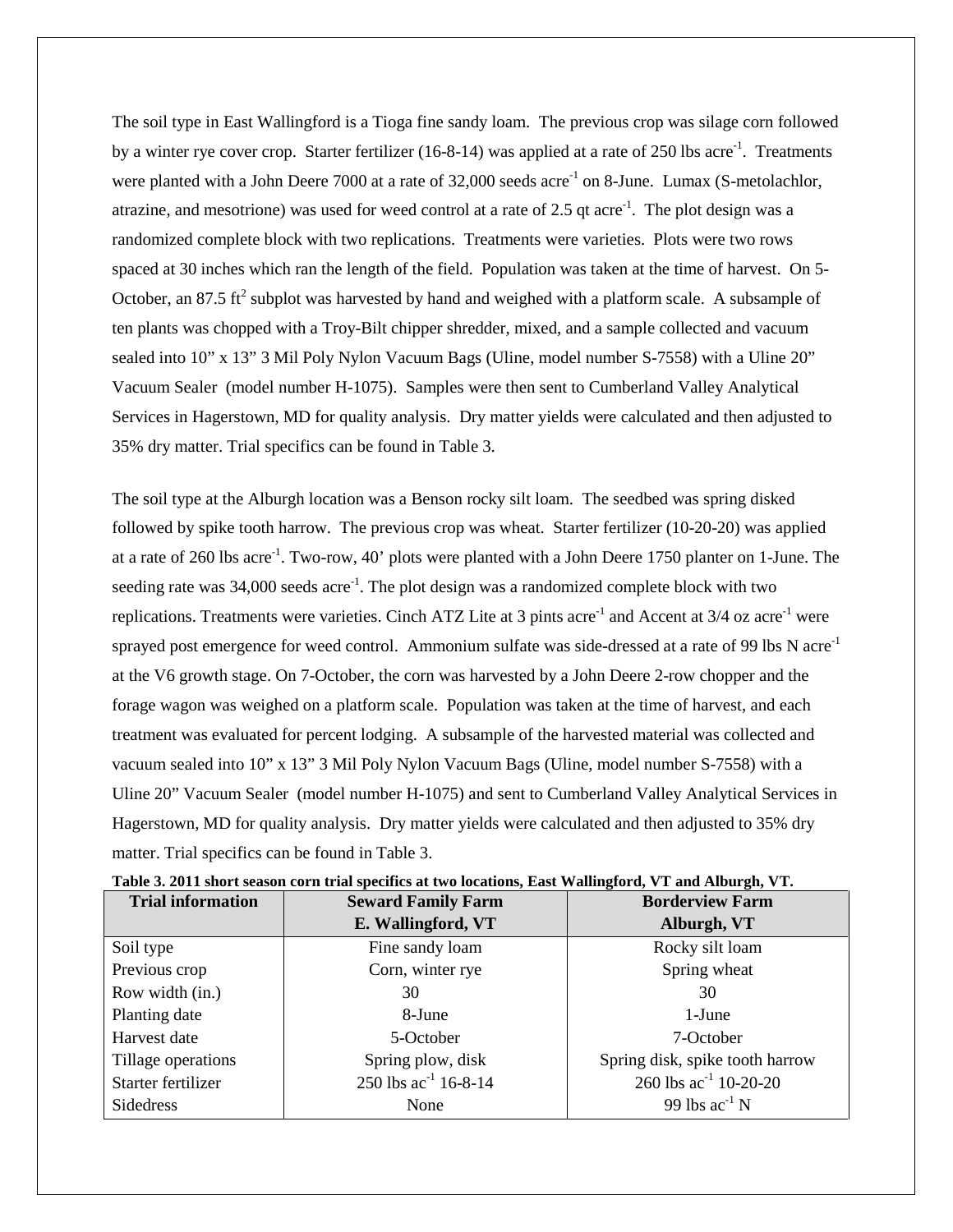The soil type in East Wallingford is a Tioga fine sandy loam. The previous crop was silage corn followed by a winter rye cover crop. Starter fertilizer (16-8-14) was applied at a rate of 250 lbs acre$^{-1}$. Treatments were planted with a John Deere 7000 at a rate of 32,000 seeds acre$^{-1}$ on 8-June. Lumax (S-metolachlor, atrazine, and mesotrione) was used for weed control at a rate of 2.5 qt acre$^{-1}$. The plot design was a randomized complete block with two replications. Treatments were varieties. Plots were two rows spaced at 30 inches which ran the length of the field. Population was taken at the time of harvest. On 5-October, an 87.5 ft$^2$ subplot was harvested by hand and weighed with a platform scale. A subsample of ten plants was chopped with a Troy-Bilt chipper shredder, mixed, and a sample collected and vacuum sealed into 10" x 13" 3 Mil Poly Nylon Vacuum Bags (Uline, model number S-7558) with a Uline 20" Vacuum Sealer (model number H-1075). Samples were then sent to Cumberland Valley Analytical Services in Hagerstown, MD for quality analysis. Dry matter yields were calculated and then adjusted to 35% dry matter. Trial specifics can be found in Table 3.

The soil type at the Alburgh location was a Benson rocky silt loam. The seedbed was spring disked followed by spike tooth harrow. The previous crop was wheat. Starter fertilizer (10-20-20) was applied at a rate of 260 lbs acre$^{-1}$. Two-row, 40' plots were planted with a John Deere 1750 planter on 1-June. The seeding rate was 34,000 seeds acre$^{-1}$. The plot design was a randomized complete block with two replications. Treatments were varieties. Cinch ATZ Lite at 3 pints acre$^{-1}$ and Accent at 3/4 oz acre$^{-1}$ were sprayed post emergence for weed control. Ammonium sulfate was side-dressed at a rate of 99 lbs N acre$^{-1}$ at the V6 growth stage. On 7-October, the corn was harvested by a John Deere 2-row chopper and the forage wagon was weighed on a platform scale. Population was taken at the time of harvest, and each treatment was evaluated for percent lodging. A subsample of the harvested material was collected and vacuum sealed into 10" x 13" 3 Mil Poly Nylon Vacuum Bags (Uline, model number S-7558) with a Uline 20" Vacuum Sealer (model number H-1075) and sent to Cumberland Valley Analytical Services in Hagerstown, MD for quality analysis. Dry matter yields were calculated and then adjusted to 35% dry matter. Trial specifics can be found in Table 3.

**Table 3. 2011 short season corn trial specifics at two locations, East Wallingford, VT and Alburgh, VT.**

| Trial information | Seward Family Farm<br>E. Wallingford, VT | Borderview Farm<br>Alburgh, VT |
|---|---|---|
| Soil type | Fine sandy loam | Rocky silt loam |
| Previous crop | Corn, winter rye | Spring wheat |
| Row width (in.) | 30 | 30 |
| Planting date | 8-June | 1-June |
| Harvest date | 5-October | 7-October |
| Tillage operations | Spring plow, disk | Spring disk, spike tooth harrow |
| Starter fertilizer | 250 lbs ac$^{-1}$ 16-8-14 | 260 lbs ac$^{-1}$ 10-20-20 |
| Sidedress | None | 99 lbs ac$^{-1}$ N |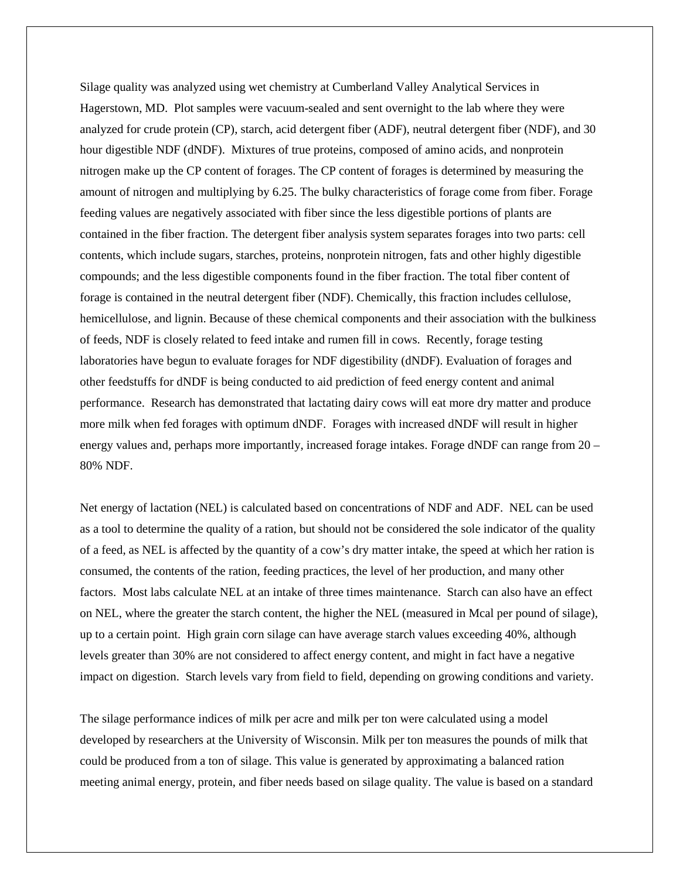Silage quality was analyzed using wet chemistry at Cumberland Valley Analytical Services in Hagerstown, MD. Plot samples were vacuum-sealed and sent overnight to the lab where they were analyzed for crude protein (CP), starch, acid detergent fiber (ADF), neutral detergent fiber (NDF), and 30 hour digestible NDF (dNDF). Mixtures of true proteins, composed of amino acids, and nonprotein nitrogen make up the CP content of forages. The CP content of forages is determined by measuring the amount of nitrogen and multiplying by 6.25. The bulky characteristics of forage come from fiber. Forage feeding values are negatively associated with fiber since the less digestible portions of plants are contained in the fiber fraction. The detergent fiber analysis system separates forages into two parts: cell contents, which include sugars, starches, proteins, nonprotein nitrogen, fats and other highly digestible compounds; and the less digestible components found in the fiber fraction. The total fiber content of forage is contained in the neutral detergent fiber (NDF). Chemically, this fraction includes cellulose, hemicellulose, and lignin. Because of these chemical components and their association with the bulkiness of feeds, NDF is closely related to feed intake and rumen fill in cows. Recently, forage testing laboratories have begun to evaluate forages for NDF digestibility (dNDF). Evaluation of forages and other feedstuffs for dNDF is being conducted to aid prediction of feed energy content and animal performance. Research has demonstrated that lactating dairy cows will eat more dry matter and produce more milk when fed forages with optimum dNDF. Forages with increased dNDF will result in higher energy values and, perhaps more importantly, increased forage intakes. Forage dNDF can range from 20 – 80% NDF.

Net energy of lactation (NEL) is calculated based on concentrations of NDF and ADF. NEL can be used as a tool to determine the quality of a ration, but should not be considered the sole indicator of the quality of a feed, as NEL is affected by the quantity of a cow's dry matter intake, the speed at which her ration is consumed, the contents of the ration, feeding practices, the level of her production, and many other factors. Most labs calculate NEL at an intake of three times maintenance. Starch can also have an effect on NEL, where the greater the starch content, the higher the NEL (measured in Mcal per pound of silage), up to a certain point. High grain corn silage can have average starch values exceeding 40%, although levels greater than 30% are not considered to affect energy content, and might in fact have a negative impact on digestion. Starch levels vary from field to field, depending on growing conditions and variety.

The silage performance indices of milk per acre and milk per ton were calculated using a model developed by researchers at the University of Wisconsin. Milk per ton measures the pounds of milk that could be produced from a ton of silage. This value is generated by approximating a balanced ration meeting animal energy, protein, and fiber needs based on silage quality. The value is based on a standard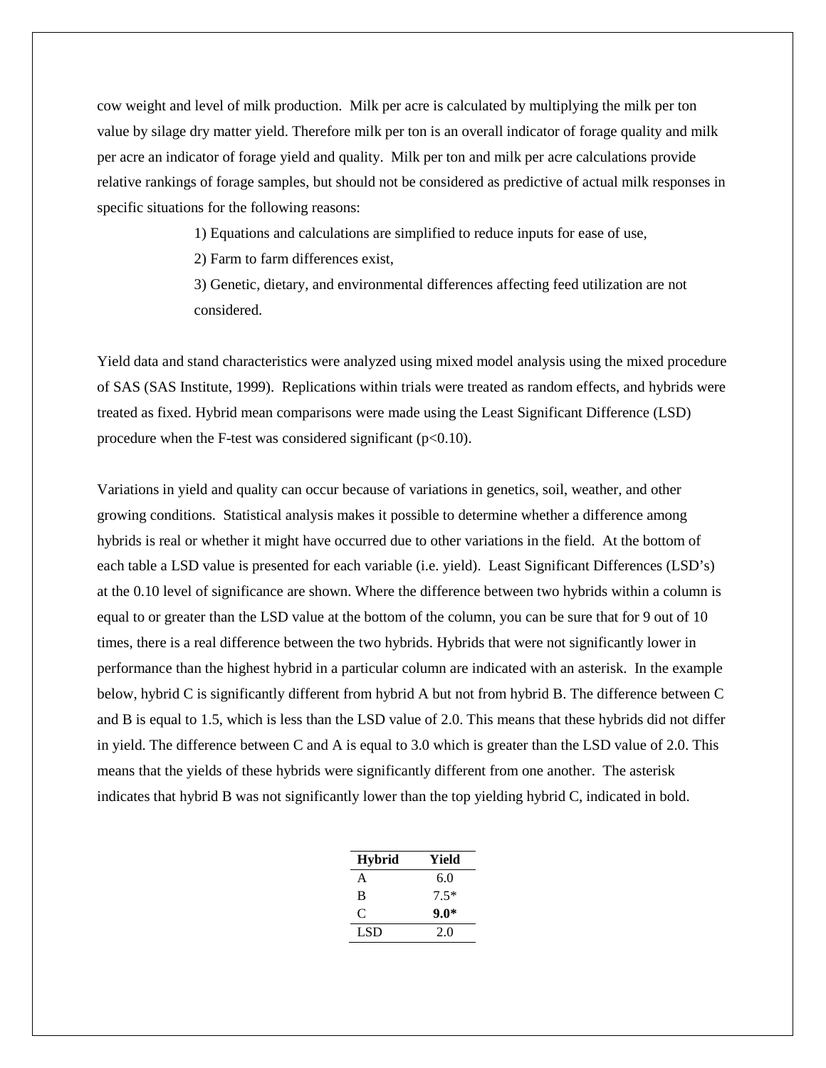cow weight and level of milk production. Milk per acre is calculated by multiplying the milk per ton value by silage dry matter yield. Therefore milk per ton is an overall indicator of forage quality and milk per acre an indicator of forage yield and quality. Milk per ton and milk per acre calculations provide relative rankings of forage samples, but should not be considered as predictive of actual milk responses in specific situations for the following reasons:

1) Equations and calculations are simplified to reduce inputs for ease of use,

2) Farm to farm differences exist,

3) Genetic, dietary, and environmental differences affecting feed utilization are not considered.

Yield data and stand characteristics were analyzed using mixed model analysis using the mixed procedure of SAS (SAS Institute, 1999). Replications within trials were treated as random effects, and hybrids were treated as fixed. Hybrid mean comparisons were made using the Least Significant Difference (LSD) procedure when the F-test was considered significant ($p<0.10$).

Variations in yield and quality can occur because of variations in genetics, soil, weather, and other growing conditions. Statistical analysis makes it possible to determine whether a difference among hybrids is real or whether it might have occurred due to other variations in the field. At the bottom of each table a LSD value is presented for each variable (i.e. yield). Least Significant Differences (LSD's) at the 0.10 level of significance are shown. Where the difference between two hybrids within a column is equal to or greater than the LSD value at the bottom of the column, you can be sure that for 9 out of 10 times, there is a real difference between the two hybrids. Hybrids that were not significantly lower in performance than the highest hybrid in a particular column are indicated with an asterisk. In the example below, hybrid C is significantly different from hybrid A but not from hybrid B. The difference between C and B is equal to 1.5, which is less than the LSD value of 2.0. This means that these hybrids did not differ in yield. The difference between C and A is equal to 3.0 which is greater than the LSD value of 2.0. This means that the yields of these hybrids were significantly different from one another. The asterisk indicates that hybrid B was not significantly lower than the top yielding hybrid C, indicated in bold.

| **Hybrid** | **Yield** |
|---|---|
| A | 6.0 |
| B | 7.5* |
| C | **9.0*** |
| LSD | 2.0 |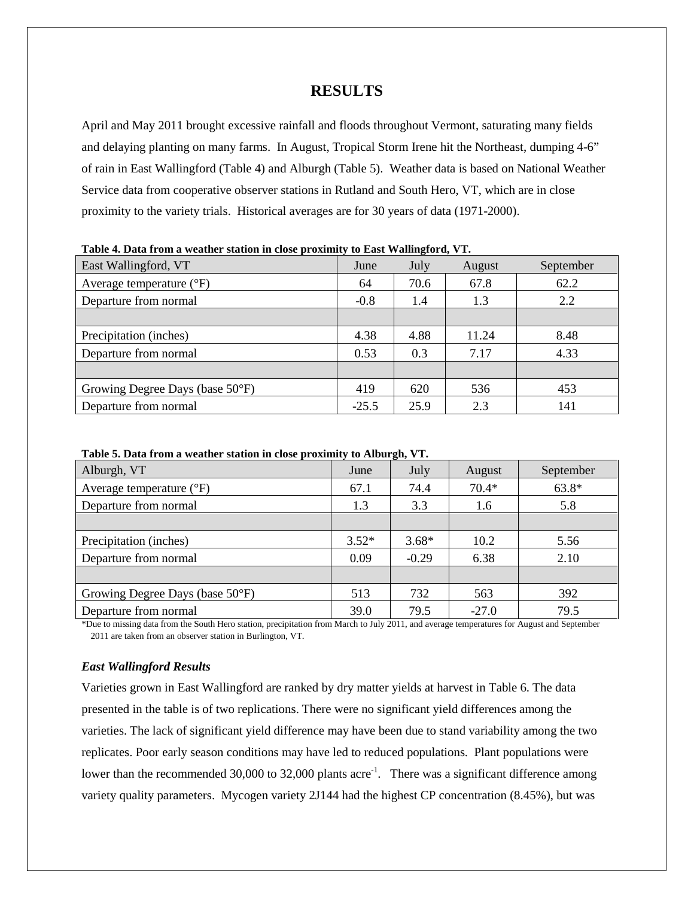# RESULTS

April and May 2011 brought excessive rainfall and floods throughout Vermont, saturating many fields and delaying planting on many farms. In August, Tropical Storm Irene hit the Northeast, dumping 4-6" of rain in East Wallingford (Table 4) and Alburgh (Table 5). Weather data is based on National Weather Service data from cooperative observer stations in Rutland and South Hero, VT, which are in close proximity to the variety trials. Historical averages are for 30 years of data (1971-2000).

**Table 4. Data from a weather station in close proximity to East Wallingford, VT.**

| East Wallingford, VT | June | July | August | September |
|---|---|---|---|---|
| Average temperature (°F) | 64 | 70.6 | 67.8 | 62.2 |
| Departure from normal | -0.8 | 1.4 | 1.3 | 2.2 |
| | | | | |
| Precipitation (inches) | 4.38 | 4.88 | 11.24 | 8.48 |
| Departure from normal | 0.53 | 0.3 | 7.17 | 4.33 |
| | | | | |
| Growing Degree Days (base 50°F) | 419 | 620 | 536 | 453 |
| Departure from normal | -25.5 | 25.9 | 2.3 | 141 |

**Table 5. Data from a weather station in close proximity to Alburgh, VT.**

| Alburgh, VT | June | July | August | September |
|---|---|---|---|---|
| Average temperature (°F) | 67.1 | 74.4 | 70.4* | 63.8* |
| Departure from normal | 1.3 | 3.3 | 1.6 | 5.8 |
| | | | | |
| Precipitation (inches) | 3.52* | 3.68* | 10.2 | 5.56 |
| Departure from normal | 0.09 | -0.29 | 6.38 | 2.10 |
| | | | | |
| Growing Degree Days (base 50°F) | 513 | 732 | 563 | 392 |
| Departure from normal | 39.0 | 79.5 | -27.0 | 79.5 |

*Due to missing data from the South Hero station, precipitation from March to July 2011, and average temperatures for August and September 2011 are taken from an observer station in Burlington, VT.

### *East Wallingford Results*

Varieties grown in East Wallingford are ranked by dry matter yields at harvest in Table 6. The data presented in the table is of two replications. There were no significant yield differences among the varieties. The lack of significant yield difference may have been due to stand variability among the two replicates. Poor early season conditions may have led to reduced populations. Plant populations were lower than the recommended 30,000 to 32,000 plants acre$^{-1}$. There was a significant difference among variety quality parameters. Mycogen variety 2J144 had the highest CP concentration (8.45%), but was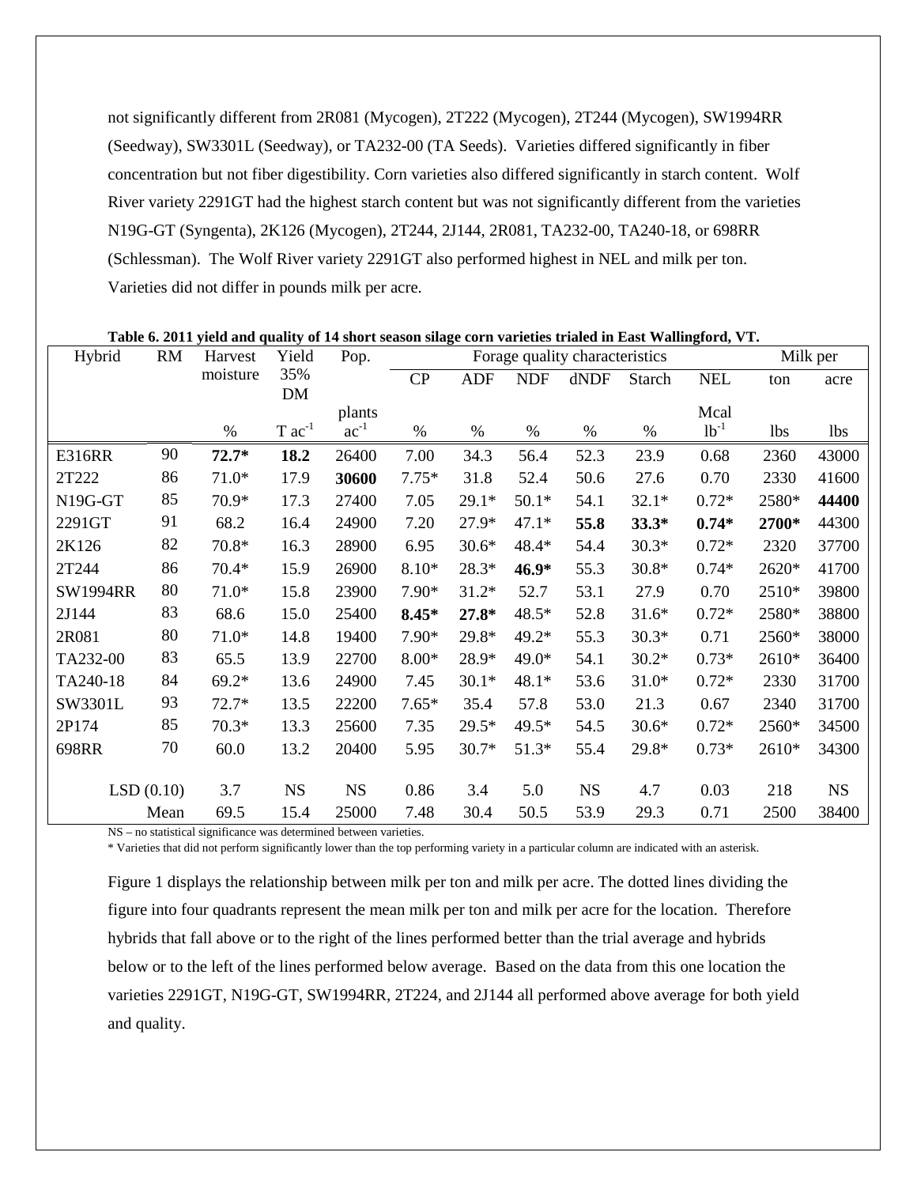not significantly different from 2R081 (Mycogen), 2T222 (Mycogen), 2T244 (Mycogen), SW1994RR (Seedway), SW3301L (Seedway), or TA232-00 (TA Seeds). Varieties differed significantly in fiber concentration but not fiber digestibility. Corn varieties also differed significantly in starch content. Wolf River variety 2291GT had the highest starch content but was not significantly different from the varieties N19G-GT (Syngenta), 2K126 (Mycogen), 2T244, 2J144, 2R081, TA232-00, TA240-18, or 698RR (Schlessman). The Wolf River variety 2291GT also performed highest in NEL and milk per ton. Varieties did not differ in pounds milk per acre.

**Table 6. 2011 yield and quality of 14 short season silage corn varieties trialed in East Wallingford, VT.**

| Hybrid | RM | Harvest moisture | Yield 35% DM | Pop. | Forage quality characteristics | | | | | | Milk per | |
|---|---|---|---|---|---|---|---|---|---|---|---|---|
| | | | | | CP | ADF | NDF | dNDF | Starch | NEL | ton | acre |
| | | % | T $ac^{-1}$ | plants $ac^{-1}$ | % | % | % | % | % | Mcal $lb^{-1}$ | lbs | lbs |
| E316RR | 90 | **72.7*** | **18.2** | 26400 | 7.00 | 34.3 | 56.4 | 52.3 | 23.9 | 0.68 | 2360 | 43000 |
| 2T222 | 86 | 71.0* | 17.9 | **30600** | 7.75* | 31.8 | 52.4 | 50.6 | 27.6 | 0.70 | 2330 | 41600 |
| N19G-GT | 85 | 70.9* | 17.3 | 27400 | 7.05 | 29.1* | 50.1* | 54.1 | 32.1* | 0.72* | 2580* | **44400** |
| 2291GT | 91 | 68.2 | 16.4 | 24900 | 7.20 | 27.9* | 47.1* | **55.8** | **33.3*** | **0.74*** | **2700*** | 44300 |
| 2K126 | 82 | 70.8* | 16.3 | 28900 | 6.95 | 30.6* | 48.4* | 54.4 | 30.3* | 0.72* | 2320 | 37700 |
| 2T244 | 86 | 70.4* | 15.9 | 26900 | 8.10* | 28.3* | **46.9*** | 55.3 | 30.8* | 0.74* | 2620* | 41700 |
| SW1994RR | 80 | 71.0* | 15.8 | 23900 | 7.90* | 31.2* | 52.7 | 53.1 | 27.9 | 0.70 | 2510* | 39800 |
| 2J144 | 83 | 68.6 | 15.0 | 25400 | **8.45*** | **27.8*** | 48.5* | 52.8 | 31.6* | 0.72* | 2580* | 38800 |
| 2R081 | 80 | 71.0* | 14.8 | 19400 | 7.90* | 29.8* | 49.2* | 55.3 | 30.3* | 0.71 | 2560* | 38000 |
| TA232-00 | 83 | 65.5 | 13.9 | 22700 | 8.00* | 28.9* | 49.0* | 54.1 | 30.2* | 0.73* | 2610* | 36400 |
| TA240-18 | 84 | 69.2* | 13.6 | 24900 | 7.45 | 30.1* | 48.1* | 53.6 | 31.0* | 0.72* | 2330 | 31700 |
| SW3301L | 93 | 72.7* | 13.5 | 22200 | 7.65* | 35.4 | 57.8 | 53.0 | 21.3 | 0.67 | 2340 | 31700 |
| 2P174 | 85 | 70.3* | 13.3 | 25600 | 7.35 | 29.5* | 49.5* | 54.5 | 30.6* | 0.72* | 2560* | 34500 |
| 698RR | 70 | 60.0 | 13.2 | 20400 | 5.95 | 30.7* | 51.3* | 55.4 | 29.8* | 0.73* | 2610* | 34300 |
| LSD (0.10) | | 3.7 | NS | NS | 0.86 | 3.4 | 5.0 | NS | 4.7 | 0.03 | 218 | NS |
| Mean | | 69.5 | 15.4 | 25000 | 7.48 | 30.4 | 50.5 | 53.9 | 29.3 | 0.71 | 2500 | 38400 |

NS – no statistical significance was determined between varieties.

* Varieties that did not perform significantly lower than the top performing variety in a particular column are indicated with an asterisk.

Figure 1 displays the relationship between milk per ton and milk per acre. The dotted lines dividing the figure into four quadrants represent the mean milk per ton and milk per acre for the location. Therefore hybrids that fall above or to the right of the lines performed better than the trial average and hybrids below or to the left of the lines performed below average. Based on the data from this one location the varieties 2291GT, N19G-GT, SW1994RR, 2T224, and 2J144 all performed above average for both yield and quality.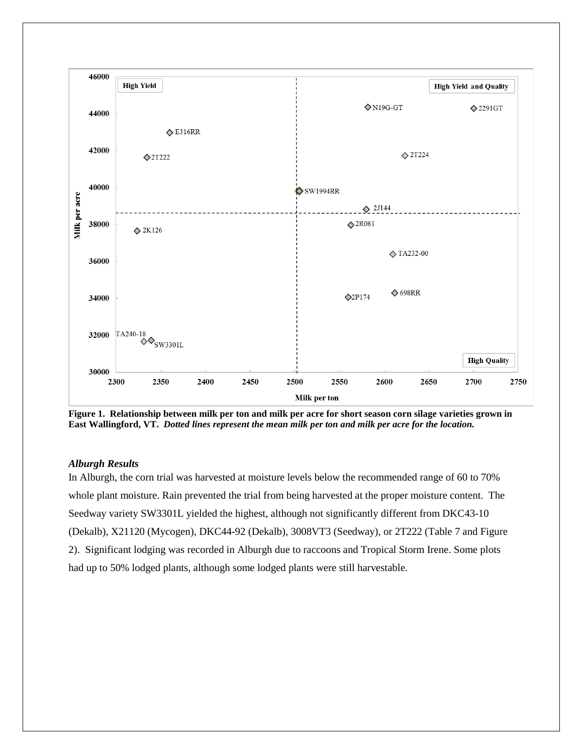**Figure 1. Relationship between milk per ton and milk per acre for short season corn silage varieties grown in East Wallingford, VT.** ***Dotted lines represent the mean milk per ton and milk per acre for the location.***

### *Alburgh Results*

In Alburgh, the corn trial was harvested at moisture levels below the recommended range of 60 to 70% whole plant moisture. Rain prevented the trial from being harvested at the proper moisture content. The Seedway variety SW3301L yielded the highest, although not significantly different from DKC43-10 (Dekalb), X21120 (Mycogen), DKC44-92 (Dekalb), 3008VT3 (Seedway), or 2T222 (Table 7 and Figure 2). Significant lodging was recorded in Alburgh due to raccoons and Tropical Storm Irene. Some plots had up to 50% lodged plants, although some lodged plants were still harvestable.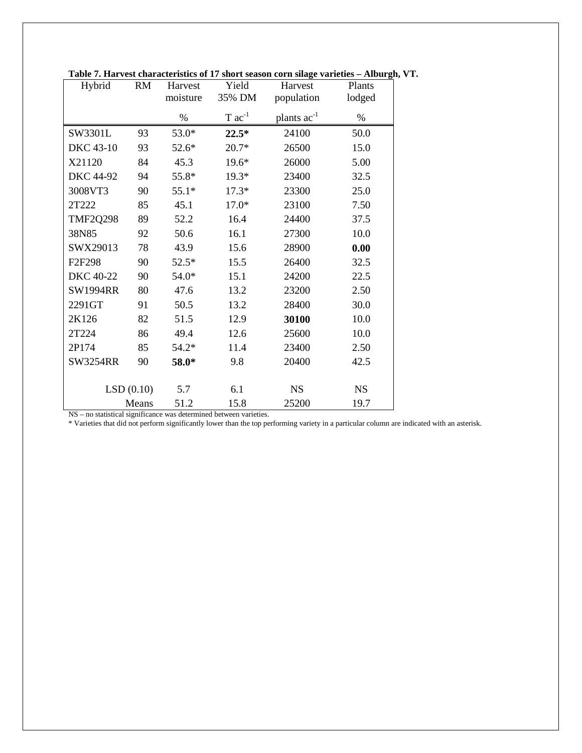**Table 7. Harvest characteristics of 17 short season corn silage varieties – Alburgh, VT.**

| Hybrid | RM | Harvest moisture | Yield 35% DM | Harvest population | Plants lodged |
|---|---|---|---|---|---|
| | | % | T $ac^{-1}$ | plants $ac^{-1}$ | % |
| SW3301L | 93 | 53.0* | **22.5*** | 24100 | 50.0 |
| DKC 43-10 | 93 | 52.6* | 20.7* | 26500 | 15.0 |
| X21120 | 84 | 45.3 | 19.6* | 26000 | 5.00 |
| DKC 44-92 | 94 | 55.8* | 19.3* | 23400 | 32.5 |
| 3008VT3 | 90 | 55.1* | 17.3* | 23300 | 25.0 |
| 2T222 | 85 | 45.1 | 17.0* | 23100 | 7.50 |
| TMF2Q298 | 89 | 52.2 | 16.4 | 24400 | 37.5 |
| 38N85 | 92 | 50.6 | 16.1 | 27300 | 10.0 |
| SWX29013 | 78 | 43.9 | 15.6 | 28900 | **0.00** |
| F2F298 | 90 | 52.5* | 15.5 | 26400 | 32.5 |
| DKC 40-22 | 90 | 54.0* | 15.1 | 24200 | 22.5 |
| SW1994RR | 80 | 47.6 | 13.2 | 23200 | 2.50 |
| 2291GT | 91 | 50.5 | 13.2 | 28400 | 30.0 |
| 2K126 | 82 | 51.5 | 12.9 | **30100** | 10.0 |
| 2T224 | 86 | 49.4 | 12.6 | 25600 | 10.0 |
| 2P174 | 85 | 54.2* | 11.4 | 23400 | 2.50 |
| SW3254RR | 90 | **58.0*** | 9.8 | 20400 | 42.5 |
| LSD (0.10) | | 5.7 | 6.1 | NS | NS |
| Means | | 51.2 | 15.8 | 25200 | 19.7 |

NS – no statistical significance was determined between varieties.

* Varieties that did not perform significantly lower than the top performing variety in a particular column are indicated with an asterisk.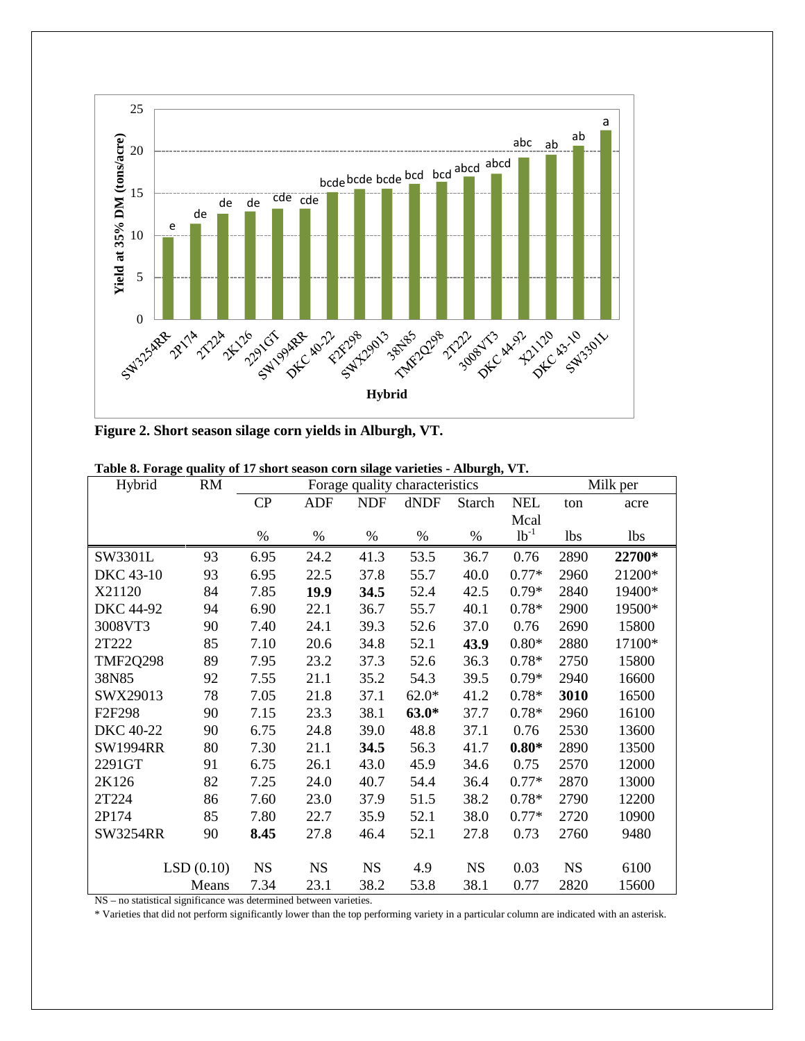**Figure 2. Short season silage corn yields in Alburgh, VT.**

**Table 8. Forage quality of 17 short season corn silage varieties - Alburgh, VT.**

| Hybrid | RM | Forage quality characteristics | | | | | | Milk per | |
|---|---|---|---|---|---|---|---|---|---|
| | | CP | ADF | NDF | dNDF | Starch | NEL | ton | acre |
| | | % | % | % | % | % | Mcal $lb^{-1}$ | lbs | lbs |
| SW3301L | 93 | 6.95 | 24.2 | 41.3 | 53.5 | 36.7 | 0.76 | 2890 | **22700*** |
| DKC 43-10 | 93 | 6.95 | 22.5 | 37.8 | 55.7 | 40.0 | 0.77* | 2960 | 21200* |
| X21120 | 84 | 7.85 | **19.9** | **34.5** | 52.4 | 42.5 | 0.79* | 2840 | 19400* |
| DKC 44-92 | 94 | 6.90 | 22.1 | 36.7 | 55.7 | 40.1 | 0.78* | 2900 | 19500* |
| 3008VT3 | 90 | 7.40 | 24.1 | 39.3 | 52.6 | 37.0 | 0.76 | 2690 | 15800 |
| 2T222 | 85 | 7.10 | 20.6 | 34.8 | 52.1 | **43.9** | 0.80* | 2880 | 17100* |
| TMF2Q298 | 89 | 7.95 | 23.2 | 37.3 | 52.6 | 36.3 | 0.78* | 2750 | 15800 |
| 38N85 | 92 | 7.55 | 21.1 | 35.2 | 54.3 | 39.5 | 0.79* | 2940 | 16600 |
| SWX29013 | 78 | 7.05 | 21.8 | 37.1 | 62.0* | 41.2 | 0.78* | **3010** | 16500 |
| F2F298 | 90 | 7.15 | 23.3 | 38.1 | **63.0*** | 37.7 | 0.78* | 2960 | 16100 |
| DKC 40-22 | 90 | 6.75 | 24.8 | 39.0 | 48.8 | 37.1 | 0.76 | 2530 | 13600 |
| SW1994RR | 80 | 7.30 | 21.1 | **34.5** | 56.3 | 41.7 | **0.80*** | 2890 | 13500 |
| 2291GT | 91 | 6.75 | 26.1 | 43.0 | 45.9 | 34.6 | 0.75 | 2570 | 12000 |
| 2K126 | 82 | 7.25 | 24.0 | 40.7 | 54.4 | 36.4 | 0.77* | 2870 | 13000 |
| 2T224 | 86 | 7.60 | 23.0 | 37.9 | 51.5 | 38.2 | 0.78* | 2790 | 12200 |
| 2P174 | 85 | 7.80 | 22.7 | 35.9 | 52.1 | 38.0 | 0.77* | 2720 | 10900 |
| SW3254RR | 90 | **8.45** | 27.8 | 46.4 | 52.1 | 27.8 | 0.73 | 2760 | 9480 |
| | LSD (0.10) | NS | NS | NS | 4.9 | NS | 0.03 | NS | 6100 |
| | Means | 7.34 | 23.1 | 38.2 | 53.8 | 38.1 | 0.77 | 2820 | 15600 |

NS – no statistical significance was determined between varieties.

* Varieties that did not perform significantly lower than the top performing variety in a particular column are indicated with an asterisk.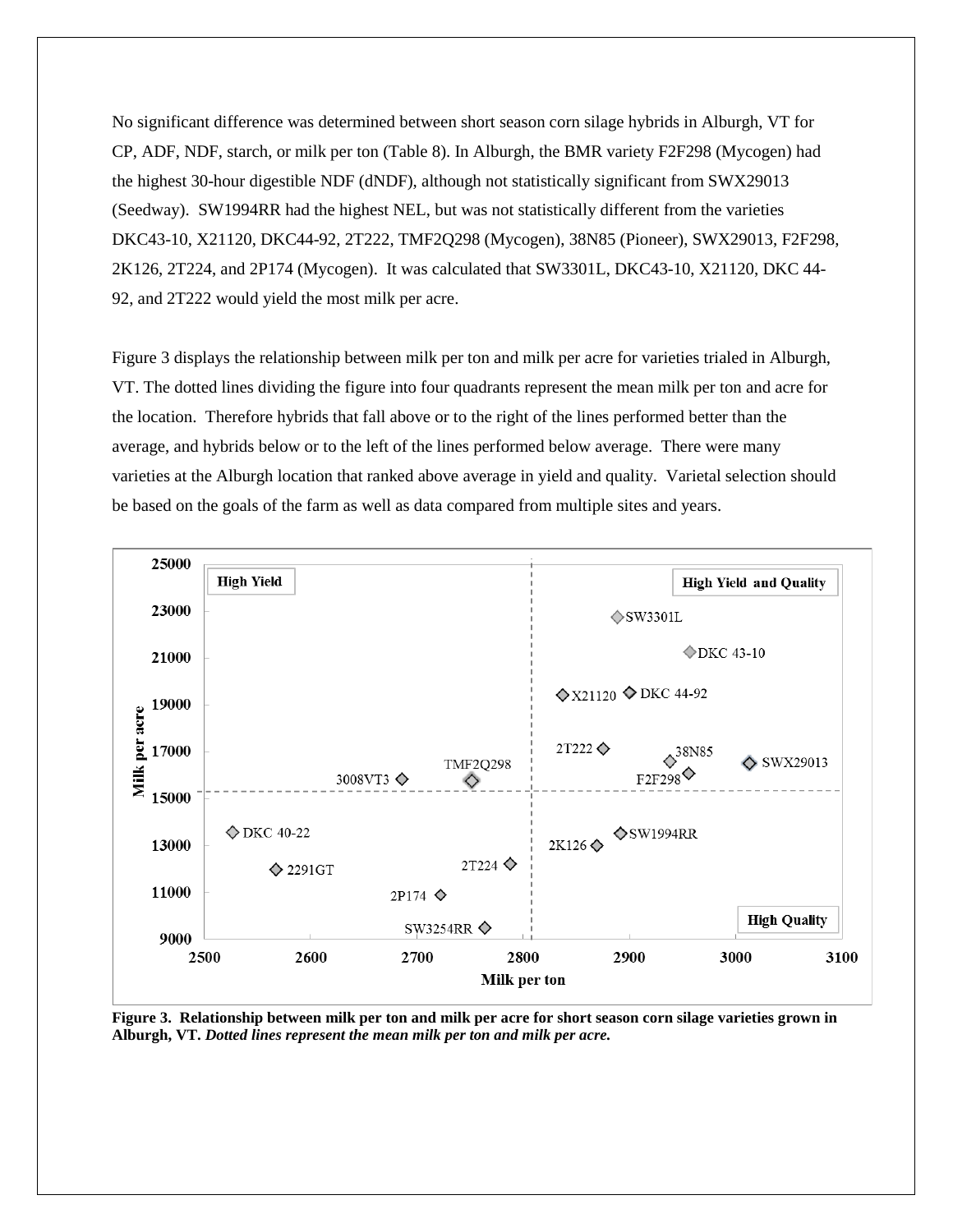No significant difference was determined between short season corn silage hybrids in Alburgh, VT for CP, ADF, NDF, starch, or milk per ton (Table 8). In Alburgh, the BMR variety F2F298 (Mycogen) had the highest 30-hour digestible NDF (dNDF), although not statistically significant from SWX29013 (Seedway). SW1994RR had the highest NEL, but was not statistically different from the varieties DKC43-10, X21120, DKC44-92, 2T222, TMF2Q298 (Mycogen), 38N85 (Pioneer), SWX29013, F2F298, 2K126, 2T224, and 2P174 (Mycogen). It was calculated that SW3301L, DKC43-10, X21120, DKC 44-92, and 2T222 would yield the most milk per acre.

Figure 3 displays the relationship between milk per ton and milk per acre for varieties trialed in Alburgh, VT. The dotted lines dividing the figure into four quadrants represent the mean milk per ton and acre for the location. Therefore hybrids that fall above or to the right of the lines performed better than the average, and hybrids below or to the left of the lines performed below average. There were many varieties at the Alburgh location that ranked above average in yield and quality. Varietal selection should be based on the goals of the farm as well as data compared from multiple sites and years.

**Figure 3. Relationship between milk per ton and milk per acre for short season corn silage varieties grown in Alburgh, VT.** ***Dotted lines represent the mean milk per ton and milk per acre.***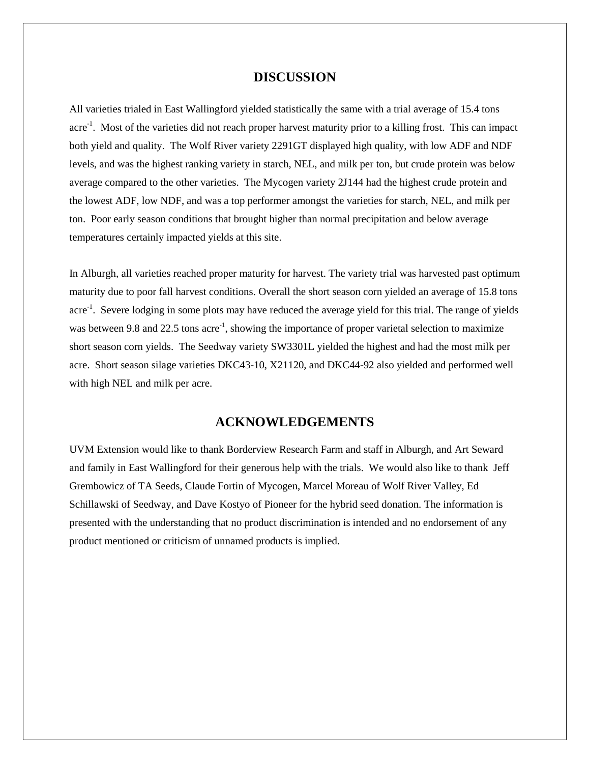## DISCUSSION

All varieties trialed in East Wallingford yielded statistically the same with a trial average of 15.4 tons acre$^{-1}$. Most of the varieties did not reach proper harvest maturity prior to a killing frost. This can impact both yield and quality. The Wolf River variety 2291GT displayed high quality, with low ADF and NDF levels, and was the highest ranking variety in starch, NEL, and milk per ton, but crude protein was below average compared to the other varieties. The Mycogen variety 2J144 had the highest crude protein and the lowest ADF, low NDF, and was a top performer amongst the varieties for starch, NEL, and milk per ton. Poor early season conditions that brought higher than normal precipitation and below average temperatures certainly impacted yields at this site.

In Alburgh, all varieties reached proper maturity for harvest. The variety trial was harvested past optimum maturity due to poor fall harvest conditions. Overall the short season corn yielded an average of 15.8 tons acre$^{-1}$. Severe lodging in some plots may have reduced the average yield for this trial. The range of yields was between 9.8 and 22.5 tons acre$^{-1}$, showing the importance of proper varietal selection to maximize short season corn yields. The Seedway variety SW3301L yielded the highest and had the most milk per acre. Short season silage varieties DKC43-10, X21120, and DKC44-92 also yielded and performed well with high NEL and milk per acre.

## ACKNOWLEDGEMENTS

UVM Extension would like to thank Borderview Research Farm and staff in Alburgh, and Art Seward and family in East Wallingford for their generous help with the trials. We would also like to thank Jeff Grembowicz of TA Seeds, Claude Fortin of Mycogen, Marcel Moreau of Wolf River Valley, Ed Schillawski of Seedway, and Dave Kostyo of Pioneer for the hybrid seed donation. The information is presented with the understanding that no product discrimination is intended and no endorsement of any product mentioned or criticism of unnamed products is implied.